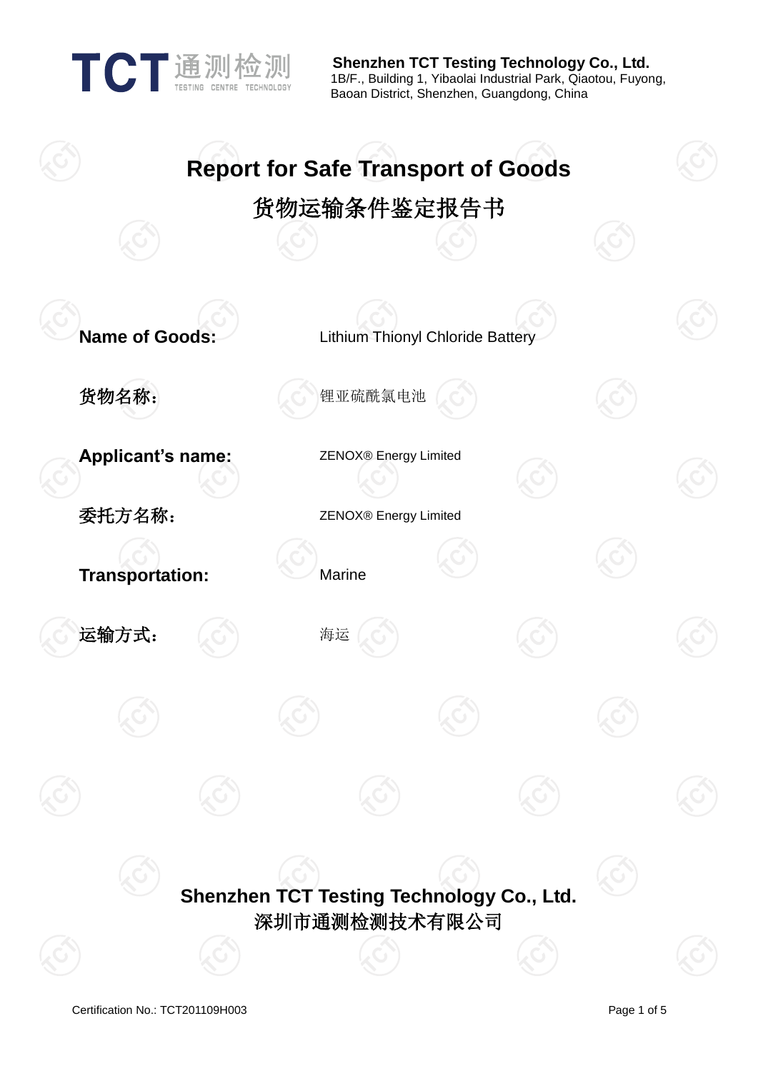**Shenzhen TCT Testing Technology Co., Ltd.**
1B/F., Building 1, Yibaolai Industrial Park, Qiaotou, Fuyong, Baoan District, Shenzhen, Guangdong, China

# Report for Safe Transport of Goods

# 货物运输条件鉴定报告书

**Name of Goods:** Lithium Thionyl Chloride Battery

**货物名称：** 锂亚硫酰氯电池

**Applicant's name:** ZENOX® Energy Limited

**委托方名称：** ZENOX® Energy Limited

**Transportation:** Marine

**运输方式：** 海运

**Shenzhen TCT Testing Technology Co., Ltd.**

**深圳市通测检测技术有限公司**

Certification No.: TCT201109H003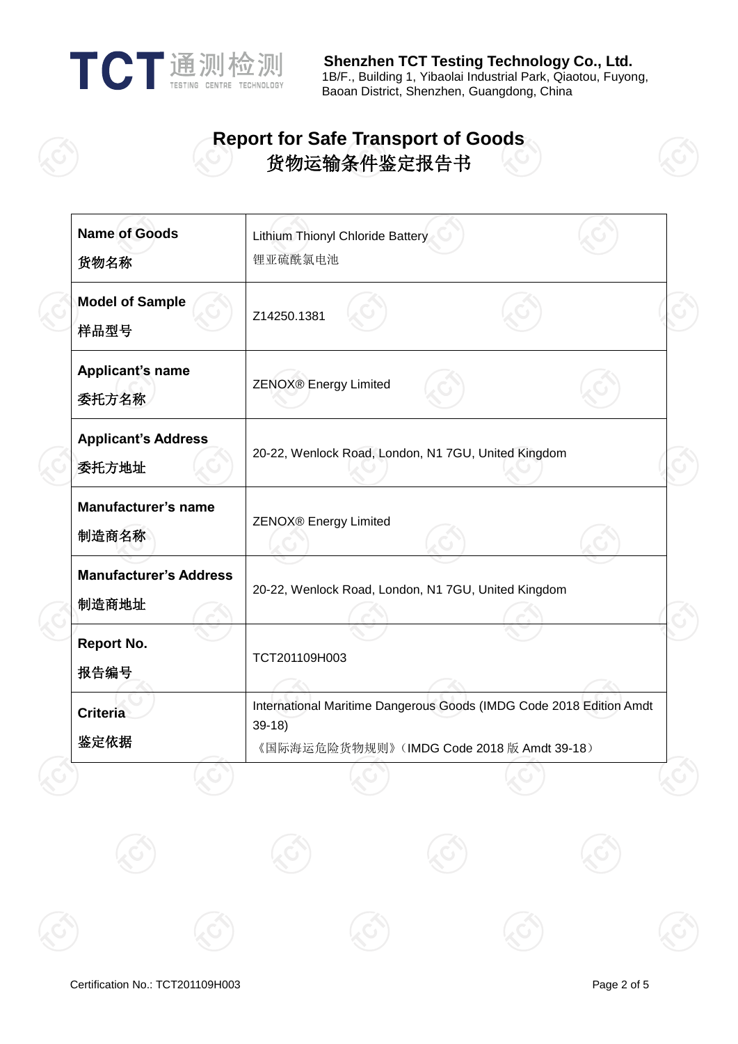# Report for Safe Transport of Goods
# 货物运输条件鉴定报告书

| | |
|---|---|
| **Name of Goods**<br>**货物名称** | Lithium Thionyl Chloride Battery<br>锂亚硫酰氯电池 |
| **Model of Sample**<br>**样品型号** | Z14250.1381 |
| **Applicant's name**<br>**委托方名称** | ZENOX® Energy Limited |
| **Applicant's Address**<br>**委托方地址** | 20-22, Wenlock Road, London, N1 7GU, United Kingdom |
| **Manufacturer's name**<br>**制造商名称** | ZENOX® Energy Limited |
| **Manufacturer's Address**<br>**制造商地址** | 20-22, Wenlock Road, London, N1 7GU, United Kingdom |
| **Report No.**<br>**报告编号** | TCT201109H003 |
| **Criteria**<br>**鉴定依据** | International Maritime Dangerous Goods (IMDG Code 2018 Edition Amdt 39-18)<br>《国际海运危险货物规则》(IMDG Code 2018 版 Amdt 39-18) |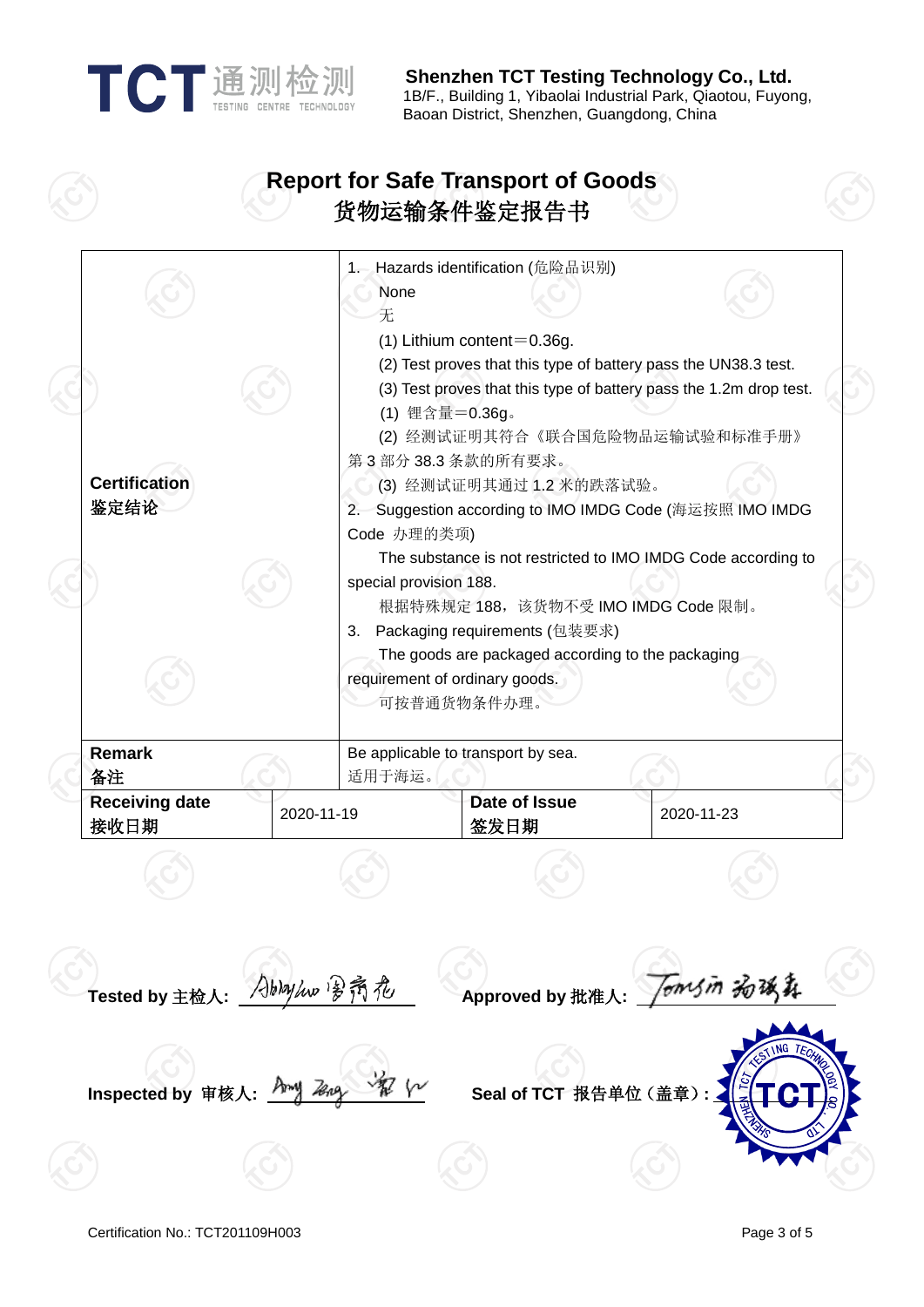**Shenzhen TCT Testing Technology Co., Ltd.**
1B/F., Building 1, Yibaolai Industrial Park, Qiaotou, Fuyong, Baoan District, Shenzhen, Guangdong, China

# Report for Safe Transport of Goods
# 货物运输条件鉴定报告书

| | | | |
|---|---|---|---|
| **Certification**<br>**鉴定结论** | 1. Hazards identification (危险品识别)<br>None<br>无<br>(1) Lithium content＝0.36g.<br>(2) Test proves that this type of battery pass the UN38.3 test.<br>(3) Test proves that this type of battery pass the 1.2m drop test.<br>(1) 锂含量＝0.36g。<br>(2) 经测试证明其符合《联合国危险物品运输试验和标准手册》第 3 部分 38.3 条款的所有要求。<br>(3) 经测试证明其通过 1.2 米的跌落试验。<br>2. Suggestion according to IMO IMDG Code (海运按照 IMO IMDG Code 办理的类项)<br>The substance is not restricted to IMO IMDG Code according to special provision 188.<br>根据特殊规定 188，该货物不受 IMO IMDG Code 限制。<br>3. Packaging requirements (包装要求)<br>The goods are packaged according to the packaging requirement of ordinary goods.<br>可按普通货物条件办理。 | | |
| **Remark**<br>**备注** | Be applicable to transport by sea.<br>适用于海运。 | | |
| **Receiving date**<br>**接收日期** | 2020-11-19 | **Date of Issue**<br>**签发日期** | 2020-11-23 |

**Tested by 主检人:** Abby Luo 罗齐花

**Approved by 批准人:** Tomsin 杨瑞森

**Inspected by 审核人:** Amy Zeng 曾红

**Seal of TCT 报告单位（盖章）:**

Certification No.: TCT201109H003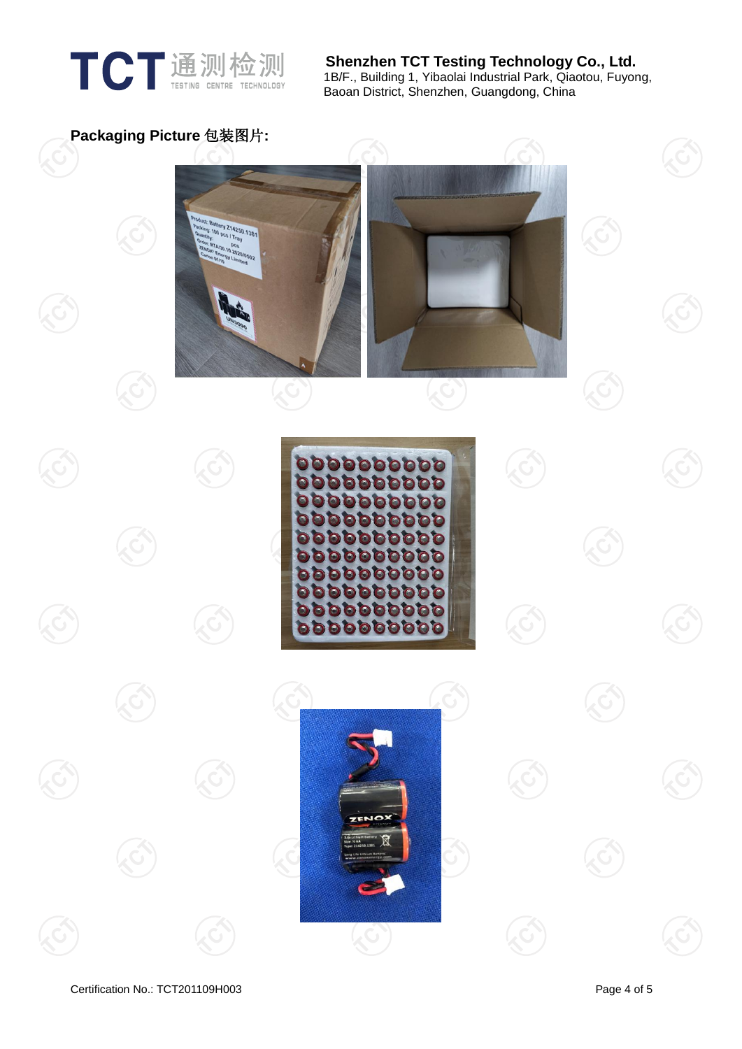**Packaging Picture 包装图片:**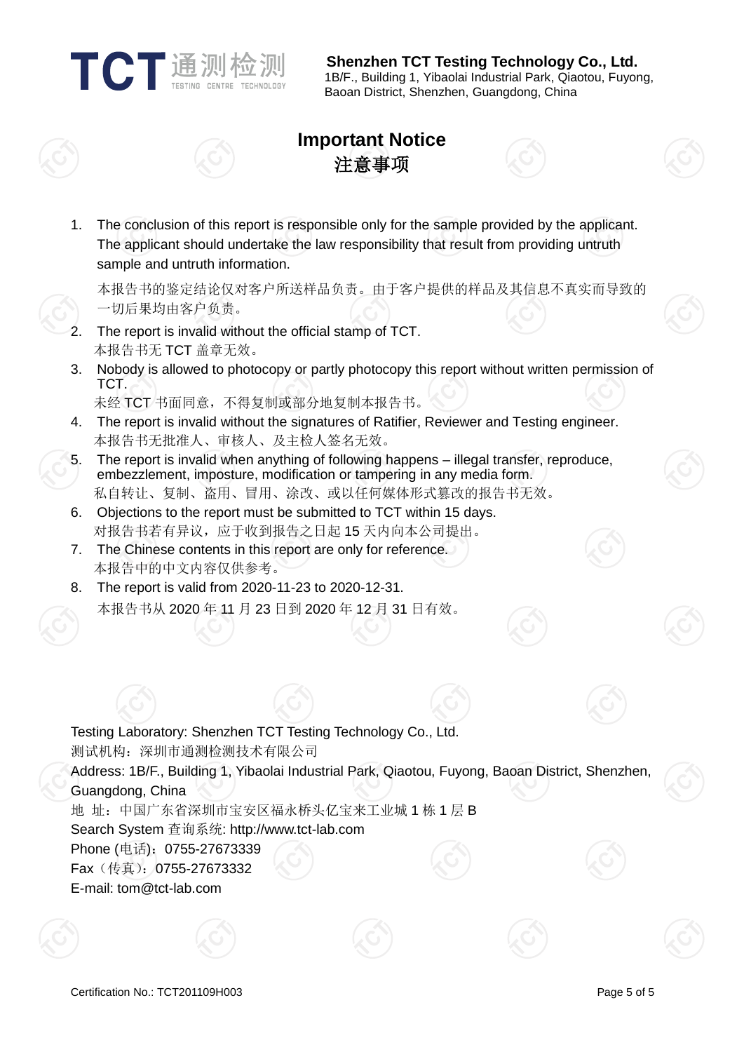**Shenzhen TCT Testing Technology Co., Ltd.**
1B/F., Building 1, Yibaolai Industrial Park, Qiaotou, Fuyong, Baoan District, Shenzhen, Guangdong, China

# Important Notice
# 注意事项

1. The conclusion of this report is responsible only for the sample provided by the applicant. The applicant should undertake the law responsibility that result from providing untruth sample and untruth information.

   本报告书的鉴定结论仅对客户所送样品负责。由于客户提供的样品及其信息不真实而导致的一切后果均由客户负责。
2. The report is invalid without the official stamp of TCT.
   本报告书无 TCT 盖章无效。
3. Nobody is allowed to photocopy or partly photocopy this report without written permission of TCT.
   未经 TCT 书面同意，不得复制或部分地复制本报告书。
4. The report is invalid without the signatures of Ratifier, Reviewer and Testing engineer.
   本报告书无批准人、审核人、及主检人签名无效。
5. The report is invalid when anything of following happens – illegal transfer, reproduce, embezzlement, imposture, modification or tampering in any media form.
   私自转让、复制、盗用、冒用、涂改、或以任何媒体形式篡改的报告书无效。
6. Objections to the report must be submitted to TCT within 15 days.
   对报告书若有异议，应于收到报告之日起 15 天内向本公司提出。
7. The Chinese contents in this report are only for reference.
   本报告中的中文内容仅供参考。
8. The report is valid from 2020-11-23 to 2020-12-31.
   本报告书从 2020 年 11 月 23 日到 2020 年 12 月 31 日有效。

Testing Laboratory: Shenzhen TCT Testing Technology Co., Ltd.
测试机构：深圳市通测检测技术有限公司
Address: 1B/F., Building 1, Yibaolai Industrial Park, Qiaotou, Fuyong, Baoan District, Shenzhen, Guangdong, China
地 址：中国广东省深圳市宝安区福永桥头亿宝来工业城 1 栋 1 层 B
Search System 查询系统: http://www.tct-lab.com
Phone (电话)：0755-27673339
Fax（传真）：0755-27673332
E-mail: tom@tct-lab.com

Certification No.: TCT201109H003